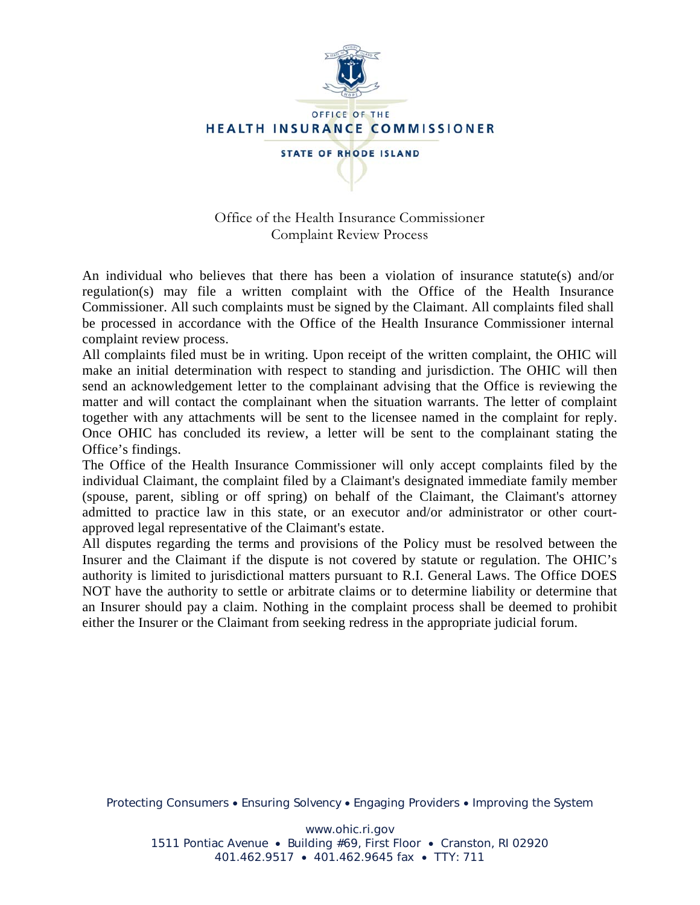OFFICE OF THE
**HEALTH INSURANCE COMMISSIONER**
**STATE OF RHODE ISLAND**

## Office of the Health Insurance Commissioner
## Complaint Review Process

An individual who believes that there has been a violation of insurance statute(s) and/or regulation(s) may file a written complaint with the Office of the Health Insurance Commissioner. All such complaints must be signed by the Claimant. All complaints filed shall be processed in accordance with the Office of the Health Insurance Commissioner internal complaint review process.

All complaints filed must be in writing. Upon receipt of the written complaint, the OHIC will make an initial determination with respect to standing and jurisdiction. The OHIC will then send an acknowledgement letter to the complainant advising that the Office is reviewing the matter and will contact the complainant when the situation warrants. The letter of complaint together with any attachments will be sent to the licensee named in the complaint for reply. Once OHIC has concluded its review, a letter will be sent to the complainant stating the Office's findings.

The Office of the Health Insurance Commissioner will only accept complaints filed by the individual Claimant, the complaint filed by a Claimant's designated immediate family member (spouse, parent, sibling or off spring) on behalf of the Claimant, the Claimant's attorney admitted to practice law in this state, or an executor and/or administrator or other court-approved legal representative of the Claimant's estate.

All disputes regarding the terms and provisions of the Policy must be resolved between the Insurer and the Claimant if the dispute is not covered by statute or regulation. The OHIC's authority is limited to jurisdictional matters pursuant to R.I. General Laws. The Office DOES NOT have the authority to settle or arbitrate claims or to determine liability or determine that an Insurer should pay a claim. Nothing in the complaint process shall be deemed to prohibit either the Insurer or the Claimant from seeking redress in the appropriate judicial forum.

Protecting Consumers • Ensuring Solvency • Engaging Providers • Improving the System

www.ohic.ri.gov
1511 Pontiac Avenue • Building #69, First Floor • Cranston, RI 02920
401.462.9517 • 401.462.9645 fax • TTY: 711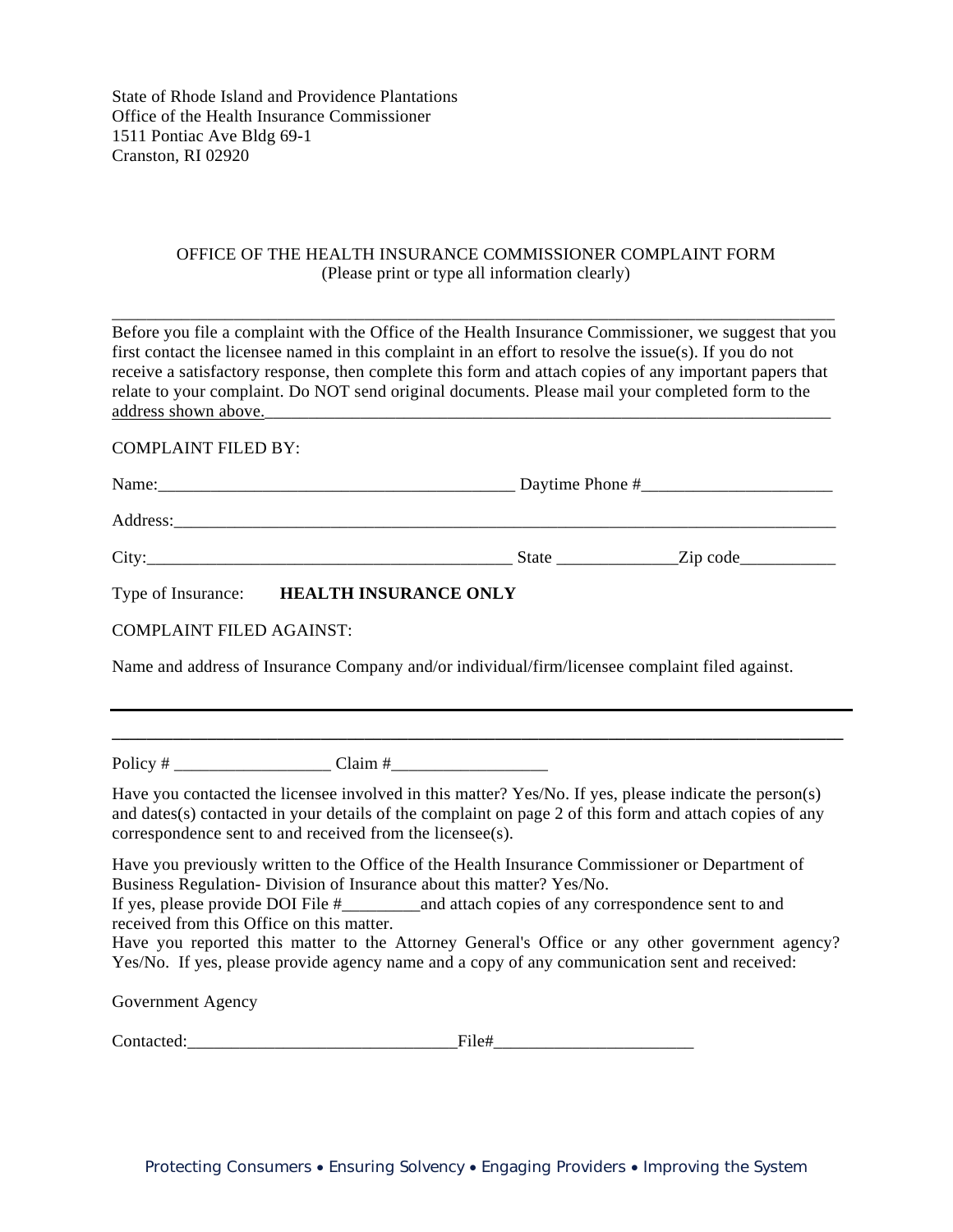State of Rhode Island and Providence Plantations
Office of the Health Insurance Commissioner
1511 Pontiac Ave Bldg 69-1
Cranston, RI 02920

OFFICE OF THE HEALTH INSURANCE COMMISSIONER COMPLAINT FORM
(Please print or type all information clearly)

---

Before you file a complaint with the Office of the Health Insurance Commissioner, we suggest that you first contact the licensee named in this complaint in an effort to resolve the issue(s). If you do not receive a satisfactory response, then complete this form and attach copies of any important papers that relate to your complaint. Do NOT send original documents. Please mail your completed form to the address shown above.

COMPLAINT FILED BY:

Name:_________________________________________ Daytime Phone #______________________

Address:_________________________________________________________________________

City:___________________________________________ State ______________Zip code___________

Type of Insurance: **HEALTH INSURANCE ONLY**

COMPLAINT FILED AGAINST:

Name and address of Insurance Company and/or individual/firm/licensee complaint filed against.

---

---

Policy # __________________ Claim #__________________

Have you contacted the licensee involved in this matter? Yes/No. If yes, please indicate the person(s) and dates(s) contacted in your details of the complaint on page 2 of this form and attach copies of any correspondence sent to and received from the licensee(s).

Have you previously written to the Office of the Health Insurance Commissioner or Department of Business Regulation- Division of Insurance about this matter? Yes/No.
If yes, please provide DOI File #_________and attach copies of any correspondence sent to and received from this Office on this matter.
Have you reported this matter to the Attorney General's Office or any other government agency? Yes/No. If yes, please provide agency name and a copy of any communication sent and received:

Government Agency

Contacted:_______________________________File#_______________________

Protecting Consumers • Ensuring Solvency • Engaging Providers • Improving the System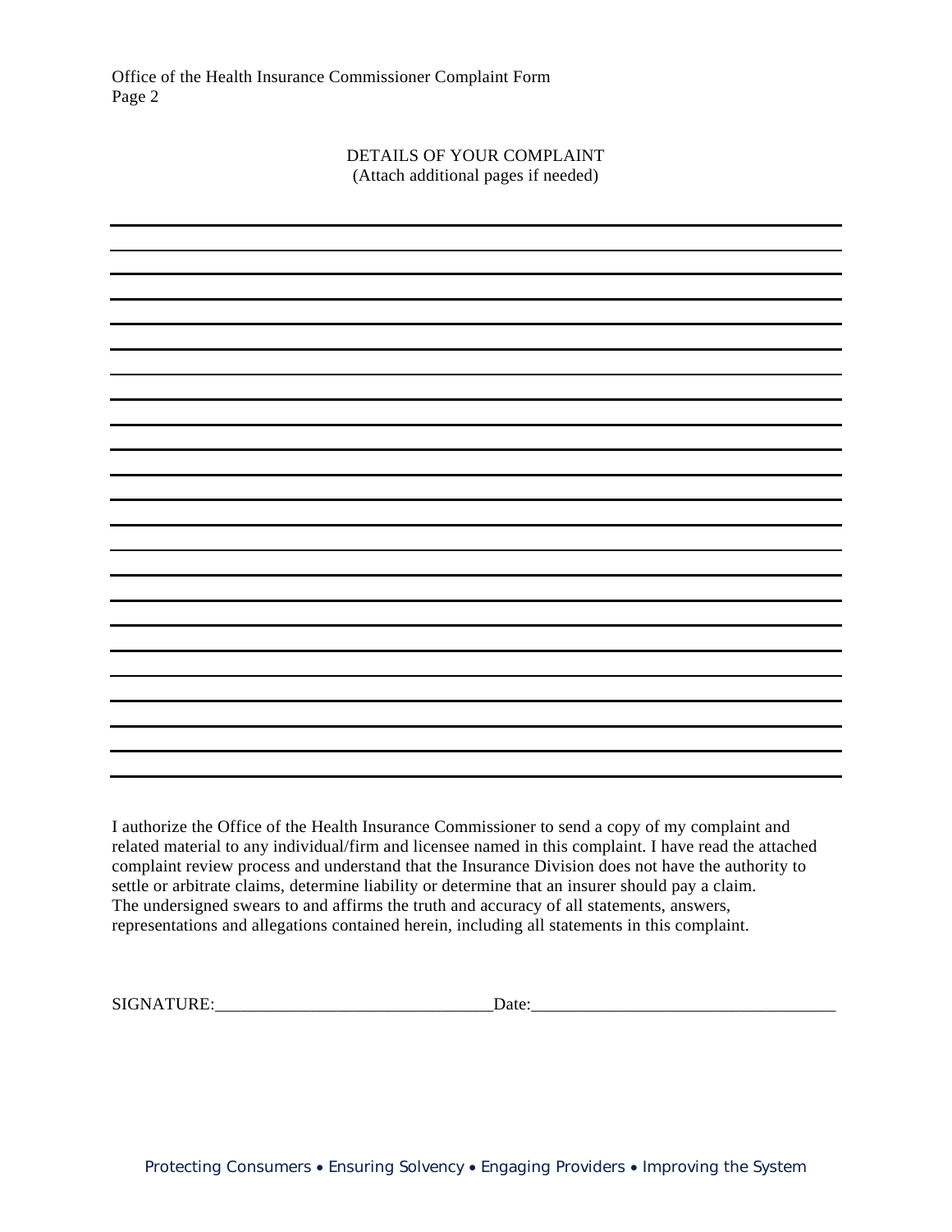## DETAILS OF YOUR COMPLAINT

(Attach additional pages if needed)

I authorize the Office of the Health Insurance Commissioner to send a copy of my complaint and related material to any individual/firm and licensee named in this complaint. I have read the attached complaint review process and understand that the Insurance Division does not have the authority to settle or arbitrate claims, determine liability or determine that an insurer should pay a claim. The undersigned swears to and affirms the truth and accuracy of all statements, answers, representations and allegations contained herein, including all statements in this complaint.

SIGNATURE:________________________________Date:___________________________________

Protecting Consumers • Ensuring Solvency • Engaging Providers • Improving the System